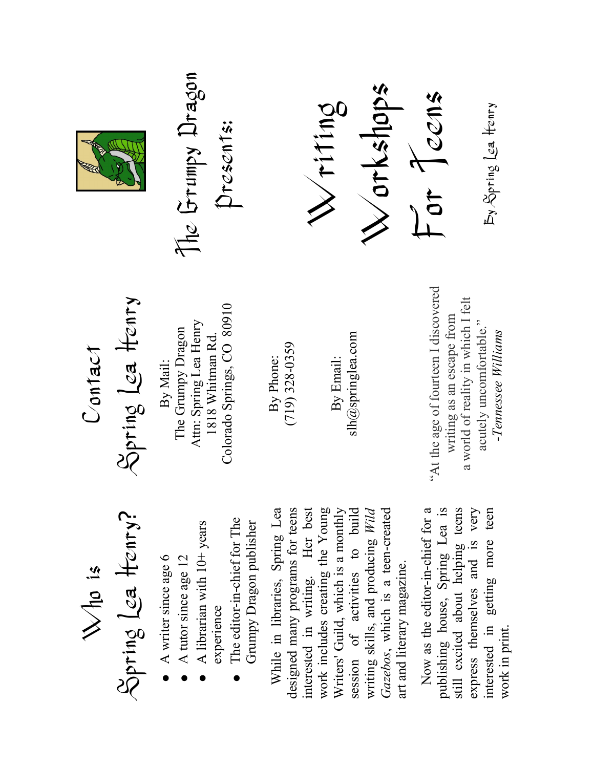# Who is Spring Lea Henry?

- A writer since age 6
- A tutor since age 12
- A librarian with 10+ years experience
- The editor-in-chief for The Grumpy Dragon publisher

While in libraries, Spring Lea designed many programs for teens interested in writing. Her best work includes creating the Young Writers' Guild, which is a monthly session of activities to build writing skills, and producing *Wild Gazebos*, which is a teen-created art and literary magazine.

Now as the editor-in-chief for a publishing house, Spring Lea is still excited about helping teens express themselves and is very interested in getting more teen work in print.

# Contact Spring Lea Henry

By Mail:
The Grumpy Dragon
Attn: Spring Lea Henry
1818 Whitman Rd.
Colorado Springs, CO 80910

By Phone:
(719) 328-0359

By Email:
slh@springlea.com

"At the age of fourteen I discovered writing as an escape from a world of reality in which I felt acutely uncomfortable."
*-Tennessee Williams*

## The Grumpy Dragon Presents:

# Writing Workshops For Teens

By Spring Lea Henry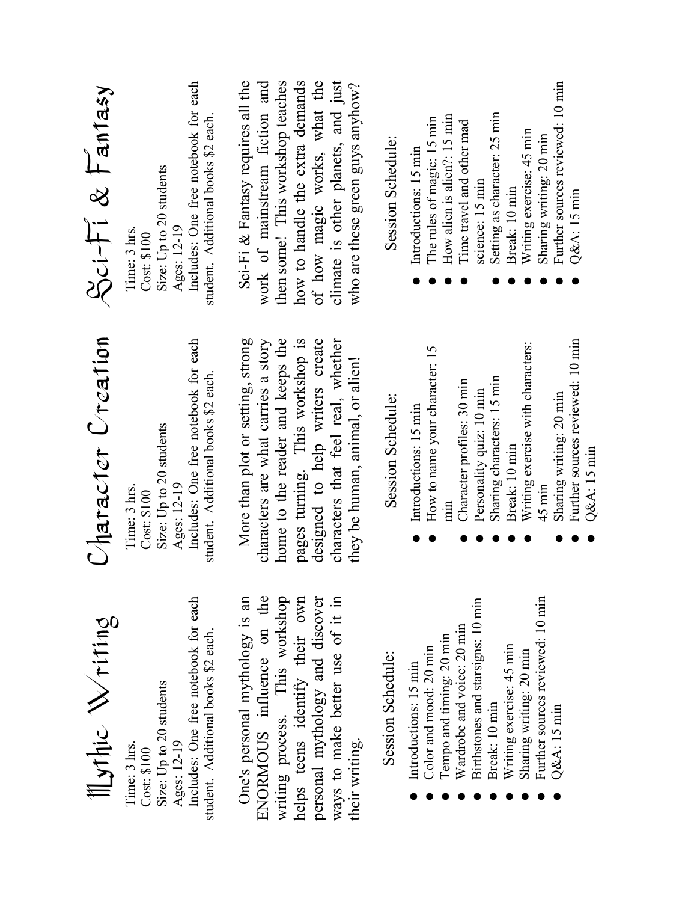# Mythic Writing

Time: 3 hrs.
Cost: $100
Size: Up to 20 students
Ages: 12-19
Includes: One free notebook for each student. Additional books $2 each.

One's personal mythology is an ENORMOUS influence on the writing process. This workshop helps teens identify their own personal mythology and discover ways to make better use of it in their writing.

Session Schedule:

- Introductions: 15 min
- Color and mood: 20 min
- Tempo and timing: 20 min
- Wardrobe and voice: 20 min
- Birthstones and starsigns: 10 min
- Break: 10 min
- Writing exercise: 45 min
- Sharing writing: 20 min
- Further sources reviewed: 10 min
- Q&A: 15 min

# Character Creation

Time: 3 hrs.
Cost: $100
Size: Up to 20 students
Ages: 12-19
Includes: One free notebook for each student. Additional books $2 each.

More than plot or setting, strong characters are what carries a story home to the reader and keeps the pages turning. This workshop is designed to help writers create characters that feel real, whether they be human, animal, or alien!

Session Schedule:

- Introductions: 15 min
- How to name your character: 15 min
- Character profiles: 30 min
- Personality quiz: 10 min
- Sharing characters: 15 min
- Break: 10 min
- Writing exercise with characters: 45 min
- Sharing writing: 20 min
- Further sources reviewed: 10 min
- Q&A: 15 min

# Sci-Fi & Fantasy

Time: 3 hrs.
Cost: $100
Size: Up to 20 students
Ages: 12-19
Includes: One free notebook for each student. Additional books $2 each.

Sci-Fi & Fantasy requires all the work of mainstream fiction and then some! This workshop teaches how to handle the extra demands of how magic works, what the climate is other planets, and just who are these green guys anyhow?

Session Schedule:

- Introductions: 15 min
- The rules of magic: 15 min
- How alien is alien?: 15 min
- Time travel and other mad science: 15 min
- Setting as character: 25 min
- Break: 10 min
- Writing exercise: 45 min
- Sharing writing: 20 min
- Further sources reviewed: 10 min
- Q&A: 15 min